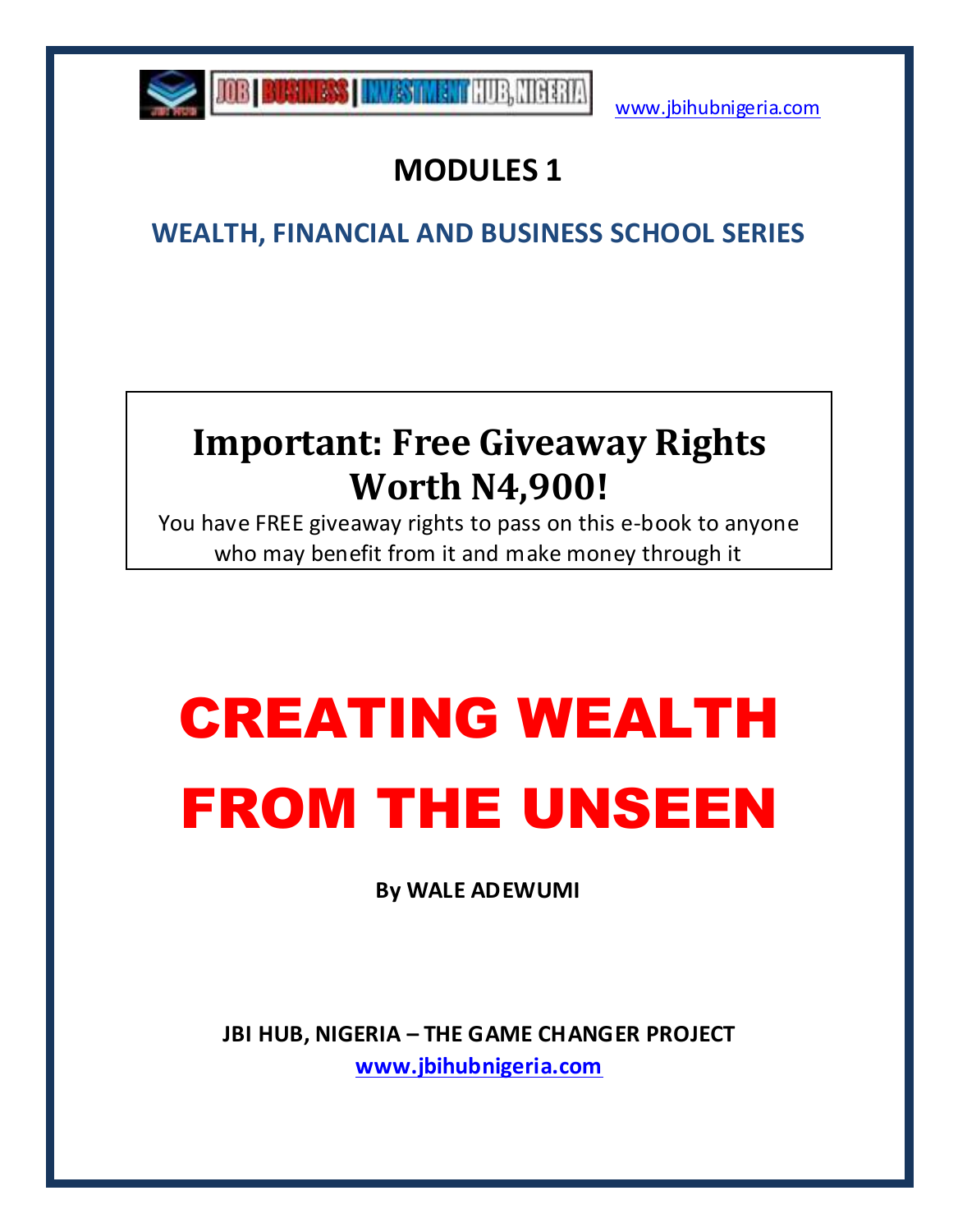JOB | BUSINESS | INVESTMENT HUB, NIGERIA

www.jbihubnigeria.com

## MODULES 1

## WEALTH, FINANCIAL AND BUSINESS SCHOOL SERIES

**Important: Free Giveaway Rights Worth N4,900!**

You have FREE giveaway rights to pass on this e-book to anyone who may benefit from it and make money through it

# CREATING WEALTH FROM THE UNSEEN

**By WALE ADEWUMI**

**JBI HUB, NIGERIA – THE GAME CHANGER PROJECT**

**www.jbihubnigeria.com**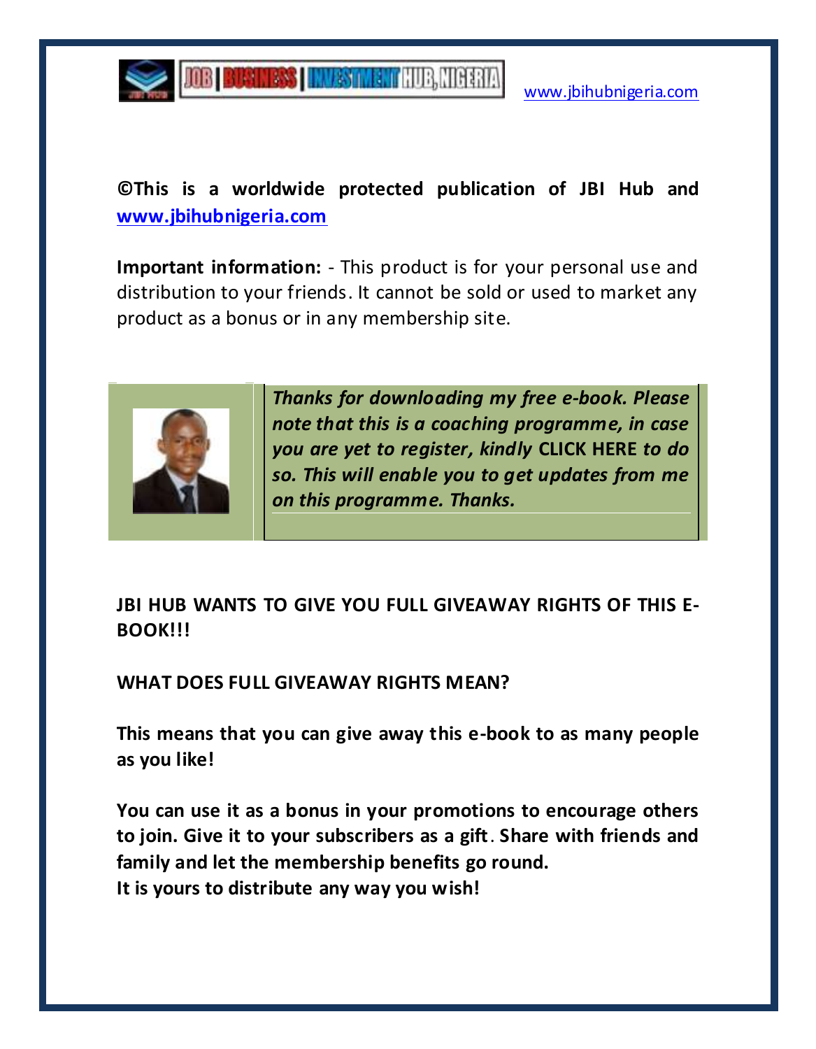**©This is a worldwide protected publication of JBI Hub and [www.jbihubnigeria.com](http://www.jbihubnigeria.com)**

**Important information:** - This product is for your personal use and distribution to your friends. It cannot be sold or used to market any product as a bonus or in any membership site.

***Thanks for downloading my free e-book. Please note that this is a coaching programme, in case you are yet to register, kindly* CLICK HERE *to do so. This will enable you to get updates from me on this programme. Thanks.***

**JBI HUB WANTS TO GIVE YOU FULL GIVEAWAY RIGHTS OF THIS E-BOOK!!!**

**WHAT DOES FULL GIVEAWAY RIGHTS MEAN?**

**This means that you can give away this e-book to as many people as you like!**

**You can use it as a bonus in your promotions to encourage others to join. Give it to your subscribers as a gift. Share with friends and family and let the membership benefits go round.**
**It is yours to distribute any way you wish!**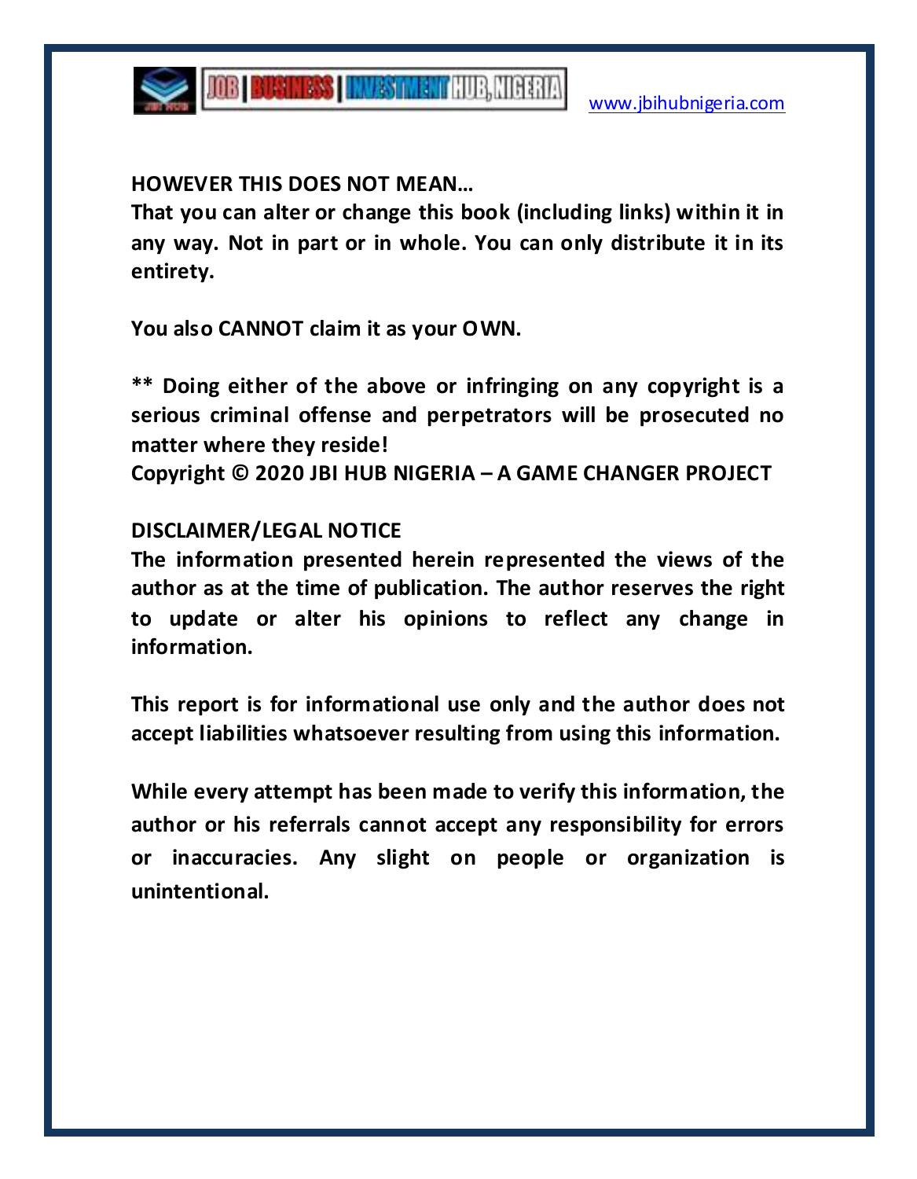**HOWEVER THIS DOES NOT MEAN…**

**That you can alter or change this book (including links) within it in any way. Not in part or in whole. You can only distribute it in its entirety.**

**You also CANNOT claim it as your OWN.**

**** Doing either of the above or infringing on any copyright is a serious criminal offense and perpetrators will be prosecuted no matter where they reside!**

**Copyright © 2020 JBI HUB NIGERIA – A GAME CHANGER PROJECT**

**DISCLAIMER/LEGAL NOTICE**

**The information presented herein represented the views of the author as at the time of publication. The author reserves the right to update or alter his opinions to reflect any change in information.**

**This report is for informational use only and the author does not accept liabilities whatsoever resulting from using this information.**

**While every attempt has been made to verify this information, the author or his referrals cannot accept any responsibility for errors or inaccuracies. Any slight on people or organization is unintentional.**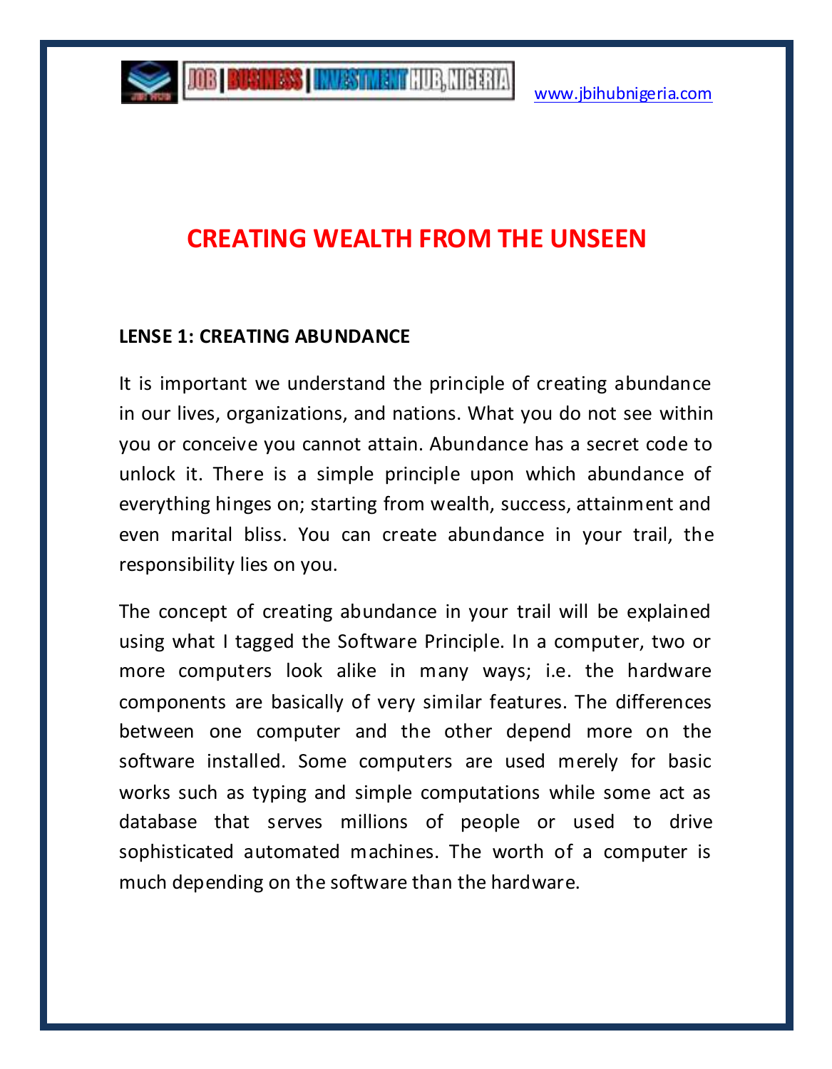# CREATING WEALTH FROM THE UNSEEN

**LENSE 1: CREATING ABUNDANCE**

It is important we understand the principle of creating abundance in our lives, organizations, and nations. What you do not see within you or conceive you cannot attain. Abundance has a secret code to unlock it. There is a simple principle upon which abundance of everything hinges on; starting from wealth, success, attainment and even marital bliss. You can create abundance in your trail, the responsibility lies on you.

The concept of creating abundance in your trail will be explained using what I tagged the Software Principle. In a computer, two or more computers look alike in many ways; i.e. the hardware components are basically of very similar features. The differences between one computer and the other depend more on the software installed. Some computers are used merely for basic works such as typing and simple computations while some act as database that serves millions of people or used to drive sophisticated automated machines. The worth of a computer is much depending on the software than the hardware.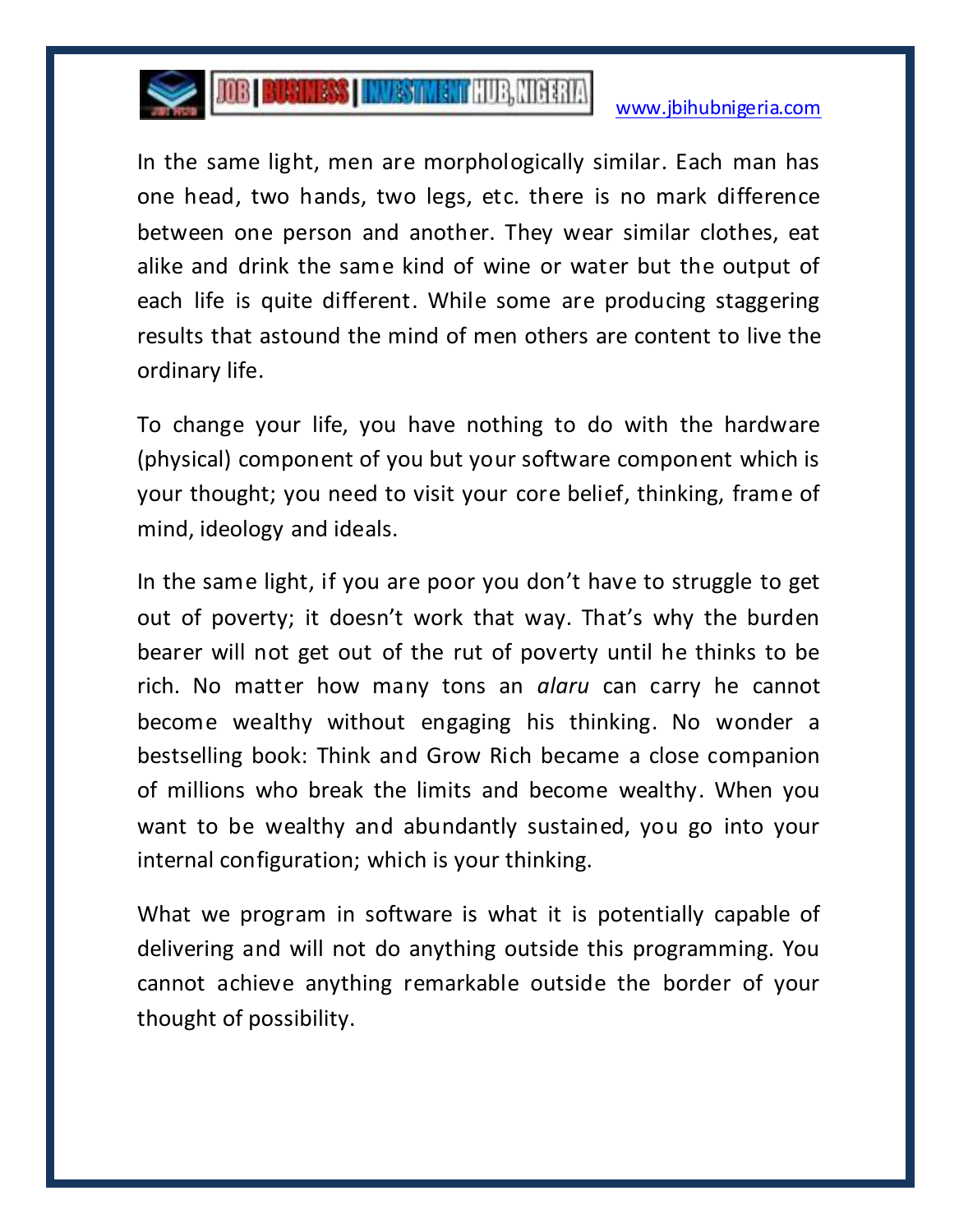In the same light, men are morphologically similar. Each man has one head, two hands, two legs, etc. there is no mark difference between one person and another. They wear similar clothes, eat alike and drink the same kind of wine or water but the output of each life is quite different. While some are producing staggering results that astound the mind of men others are content to live the ordinary life.

To change your life, you have nothing to do with the hardware (physical) component of you but your software component which is your thought; you need to visit your core belief, thinking, frame of mind, ideology and ideals.

In the same light, if you are poor you don't have to struggle to get out of poverty; it doesn't work that way. That's why the burden bearer will not get out of the rut of poverty until he thinks to be rich. No matter how many tons an *alaru* can carry he cannot become wealthy without engaging his thinking. No wonder a bestselling book: Think and Grow Rich became a close companion of millions who break the limits and become wealthy. When you want to be wealthy and abundantly sustained, you go into your internal configuration; which is your thinking.

What we program in software is what it is potentially capable of delivering and will not do anything outside this programming. You cannot achieve anything remarkable outside the border of your thought of possibility.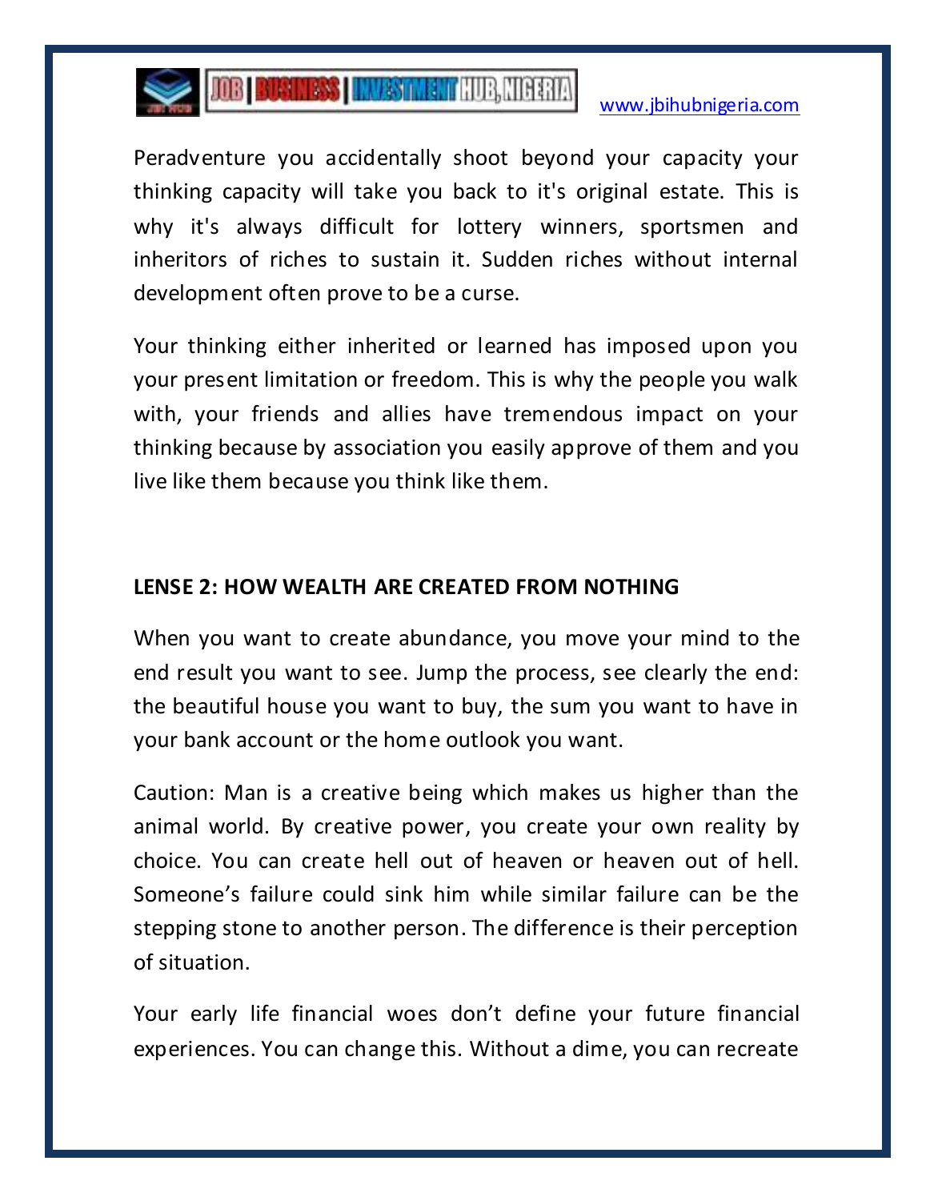Peradventure you accidentally shoot beyond your capacity your thinking capacity will take you back to it's original estate. This is why it's always difficult for lottery winners, sportsmen and inheritors of riches to sustain it. Sudden riches without internal development often prove to be a curse.

Your thinking either inherited or learned has imposed upon you your present limitation or freedom. This is why the people you walk with, your friends and allies have tremendous impact on your thinking because by association you easily approve of them and you live like them because you think like them.

## LENSE 2: HOW WEALTH ARE CREATED FROM NOTHING

When you want to create abundance, you move your mind to the end result you want to see. Jump the process, see clearly the end: the beautiful house you want to buy, the sum you want to have in your bank account or the home outlook you want.

Caution: Man is a creative being which makes us higher than the animal world. By creative power, you create your own reality by choice. You can create hell out of heaven or heaven out of hell. Someone's failure could sink him while similar failure can be the stepping stone to another person. The difference is their perception of situation.

Your early life financial woes don't define your future financial experiences. You can change this. Without a dime, you can recreate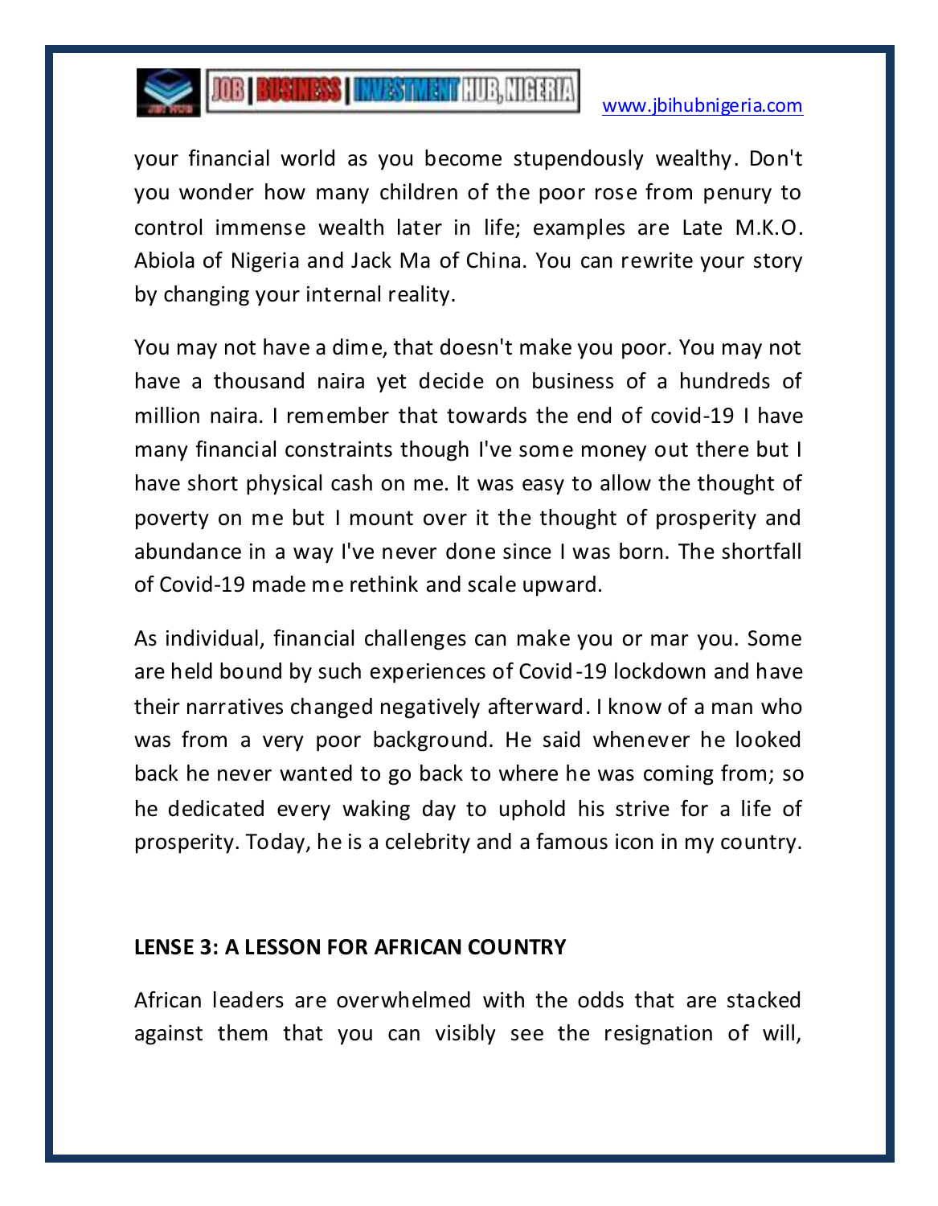your financial world as you become stupendously wealthy. Don't you wonder how many children of the poor rose from penury to control immense wealth later in life; examples are Late M.K.O. Abiola of Nigeria and Jack Ma of China. You can rewrite your story by changing your internal reality.

You may not have a dime, that doesn't make you poor. You may not have a thousand naira yet decide on business of a hundreds of million naira. I remember that towards the end of covid-19 I have many financial constraints though I've some money out there but I have short physical cash on me. It was easy to allow the thought of poverty on me but I mount over it the thought of prosperity and abundance in a way I've never done since I was born. The shortfall of Covid-19 made me rethink and scale upward.

As individual, financial challenges can make you or mar you. Some are held bound by such experiences of Covid-19 lockdown and have their narratives changed negatively afterward. I know of a man who was from a very poor background. He said whenever he looked back he never wanted to go back to where he was coming from; so he dedicated every waking day to uphold his strive for a life of prosperity. Today, he is a celebrity and a famous icon in my country.

## LENSE 3: A LESSON FOR AFRICAN COUNTRY

African leaders are overwhelmed with the odds that are stacked against them that you can visibly see the resignation of will,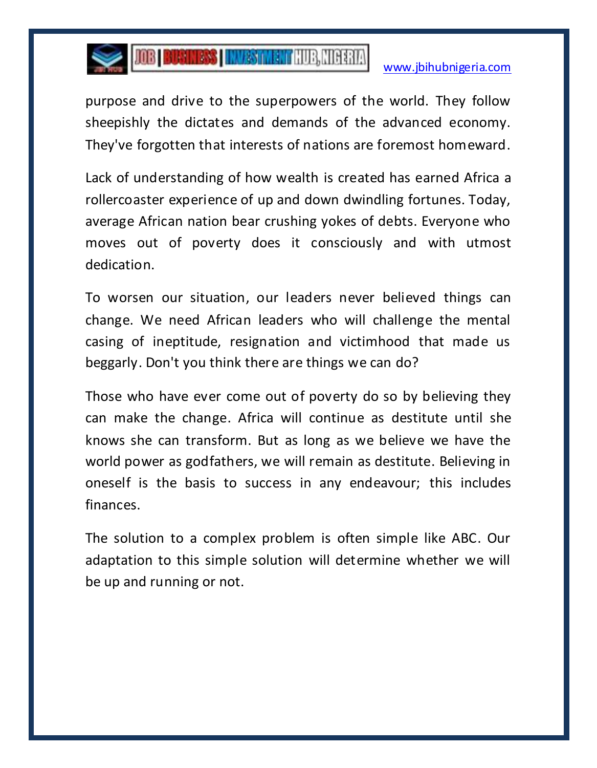purpose and drive to the superpowers of the world. They follow sheepishly the dictates and demands of the advanced economy. They've forgotten that interests of nations are foremost homeward.

Lack of understanding of how wealth is created has earned Africa a rollercoaster experience of up and down dwindling fortunes. Today, average African nation bear crushing yokes of debts. Everyone who moves out of poverty does it consciously and with utmost dedication.

To worsen our situation, our leaders never believed things can change. We need African leaders who will challenge the mental casing of ineptitude, resignation and victimhood that made us beggarly. Don't you think there are things we can do?

Those who have ever come out of poverty do so by believing they can make the change. Africa will continue as destitute until she knows she can transform. But as long as we believe we have the world power as godfathers, we will remain as destitute. Believing in oneself is the basis to success in any endeavour; this includes finances.

The solution to a complex problem is often simple like ABC. Our adaptation to this simple solution will determine whether we will be up and running or not.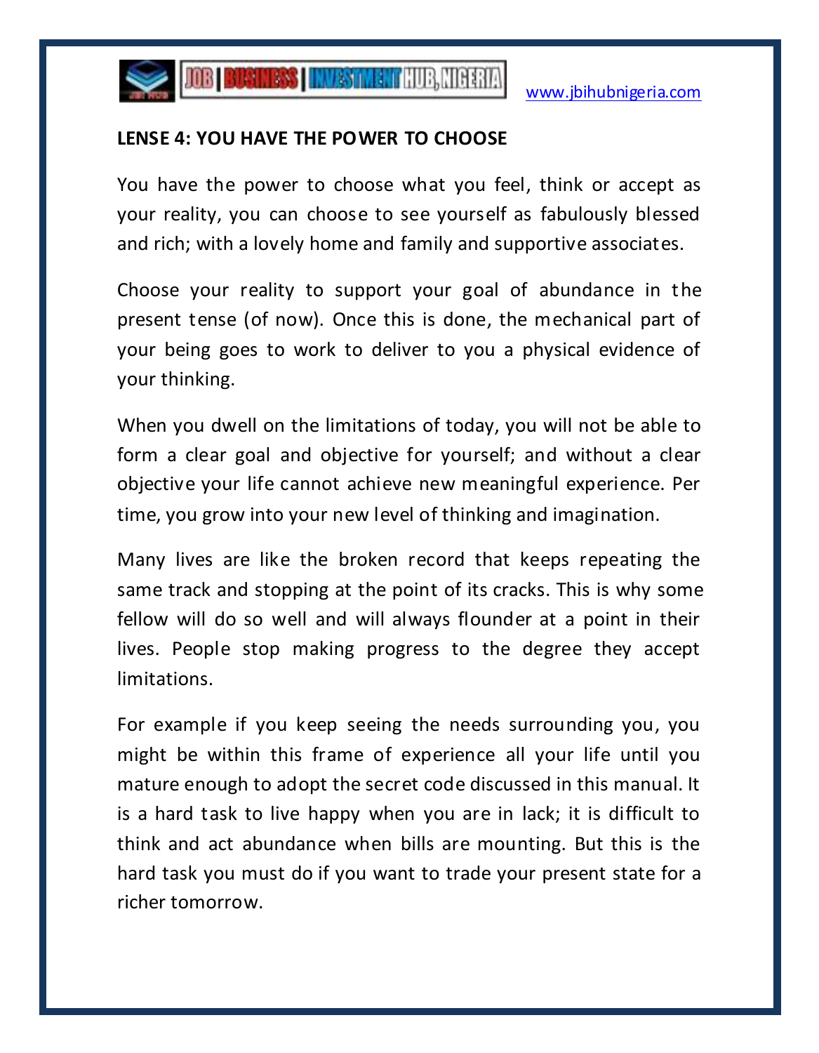## LENSE 4: YOU HAVE THE POWER TO CHOOSE

You have the power to choose what you feel, think or accept as your reality, you can choose to see yourself as fabulously blessed and rich; with a lovely home and family and supportive associates.

Choose your reality to support your goal of abundance in the present tense (of now). Once this is done, the mechanical part of your being goes to work to deliver to you a physical evidence of your thinking.

When you dwell on the limitations of today, you will not be able to form a clear goal and objective for yourself; and without a clear objective your life cannot achieve new meaningful experience. Per time, you grow into your new level of thinking and imagination.

Many lives are like the broken record that keeps repeating the same track and stopping at the point of its cracks. This is why some fellow will do so well and will always flounder at a point in their lives. People stop making progress to the degree they accept limitations.

For example if you keep seeing the needs surrounding you, you might be within this frame of experience all your life until you mature enough to adopt the secret code discussed in this manual. It is a hard task to live happy when you are in lack; it is difficult to think and act abundance when bills are mounting. But this is the hard task you must do if you want to trade your present state for a richer tomorrow.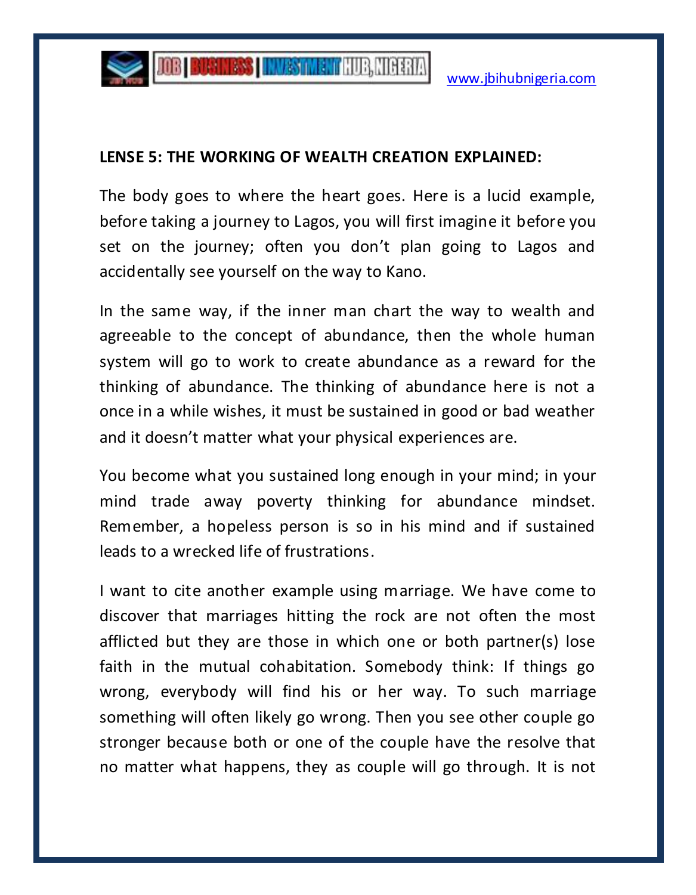**LENSE 5: THE WORKING OF WEALTH CREATION EXPLAINED:**

The body goes to where the heart goes. Here is a lucid example, before taking a journey to Lagos, you will first imagine it before you set on the journey; often you don't plan going to Lagos and accidentally see yourself on the way to Kano.

In the same way, if the inner man chart the way to wealth and agreeable to the concept of abundance, then the whole human system will go to work to create abundance as a reward for the thinking of abundance. The thinking of abundance here is not a once in a while wishes, it must be sustained in good or bad weather and it doesn't matter what your physical experiences are.

You become what you sustained long enough in your mind; in your mind trade away poverty thinking for abundance mindset. Remember, a hopeless person is so in his mind and if sustained leads to a wrecked life of frustrations.

I want to cite another example using marriage. We have come to discover that marriages hitting the rock are not often the most afflicted but they are those in which one or both partner(s) lose faith in the mutual cohabitation. Somebody think: If things go wrong, everybody will find his or her way. To such marriage something will often likely go wrong. Then you see other couple go stronger because both or one of the couple have the resolve that no matter what happens, they as couple will go through. It is not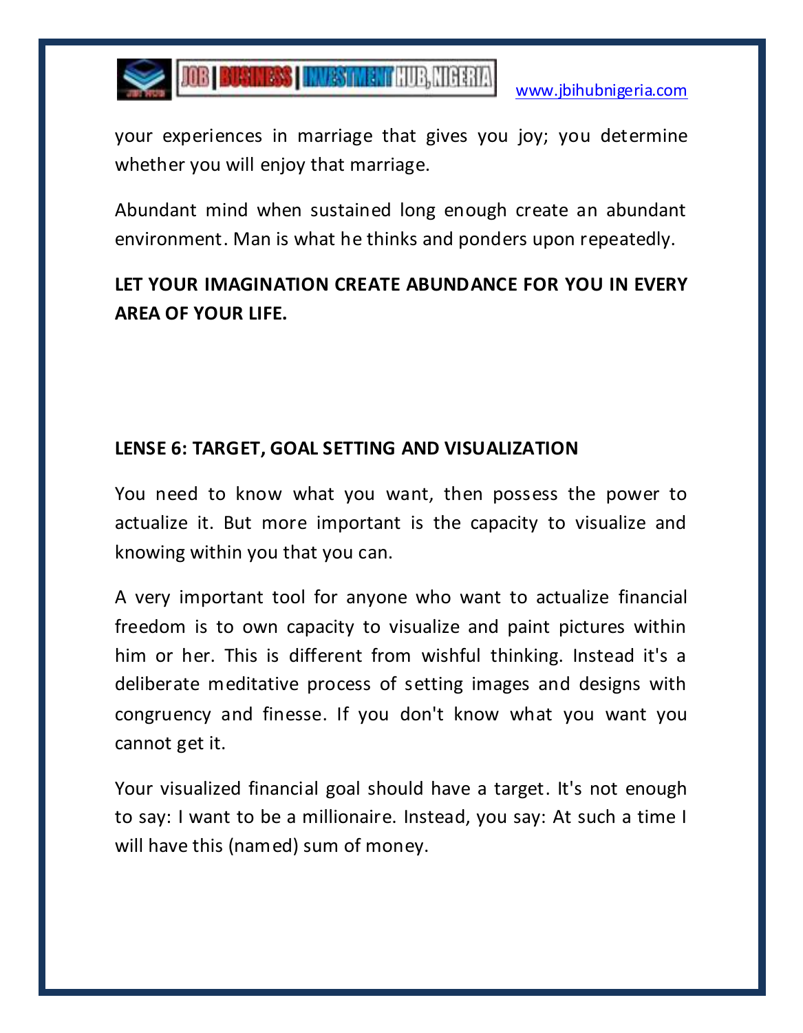your experiences in marriage that gives you joy; you determine whether you will enjoy that marriage.

Abundant mind when sustained long enough create an abundant environment. Man is what he thinks and ponders upon repeatedly.

**LET YOUR IMAGINATION CREATE ABUNDANCE FOR YOU IN EVERY AREA OF YOUR LIFE.**

## LENSE 6: TARGET, GOAL SETTING AND VISUALIZATION

You need to know what you want, then possess the power to actualize it. But more important is the capacity to visualize and knowing within you that you can.

A very important tool for anyone who want to actualize financial freedom is to own capacity to visualize and paint pictures within him or her. This is different from wishful thinking. Instead it's a deliberate meditative process of setting images and designs with congruency and finesse. If you don't know what you want you cannot get it.

Your visualized financial goal should have a target. It's not enough to say: I want to be a millionaire. Instead, you say: At such a time I will have this (named) sum of money.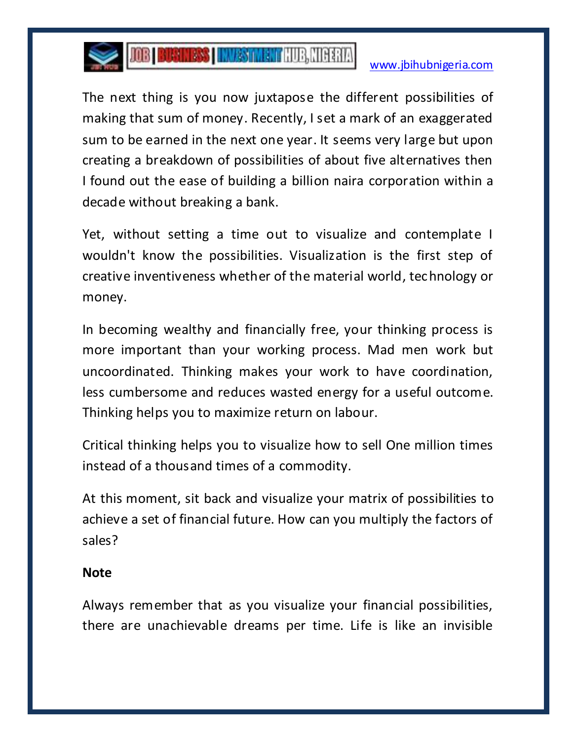The next thing is you now juxtapose the different possibilities of making that sum of money. Recently, I set a mark of an exaggerated sum to be earned in the next one year. It seems very large but upon creating a breakdown of possibilities of about five alternatives then I found out the ease of building a billion naira corporation within a decade without breaking a bank.

Yet, without setting a time out to visualize and contemplate I wouldn't know the possibilities. Visualization is the first step of creative inventiveness whether of the material world, technology or money.

In becoming wealthy and financially free, your thinking process is more important than your working process. Mad men work but uncoordinated. Thinking makes your work to have coordination, less cumbersome and reduces wasted energy for a useful outcome. Thinking helps you to maximize return on labour.

Critical thinking helps you to visualize how to sell One million times instead of a thousand times of a commodity.

At this moment, sit back and visualize your matrix of possibilities to achieve a set of financial future. How can you multiply the factors of sales?

**Note**

Always remember that as you visualize your financial possibilities, there are unachievable dreams per time. Life is like an invisible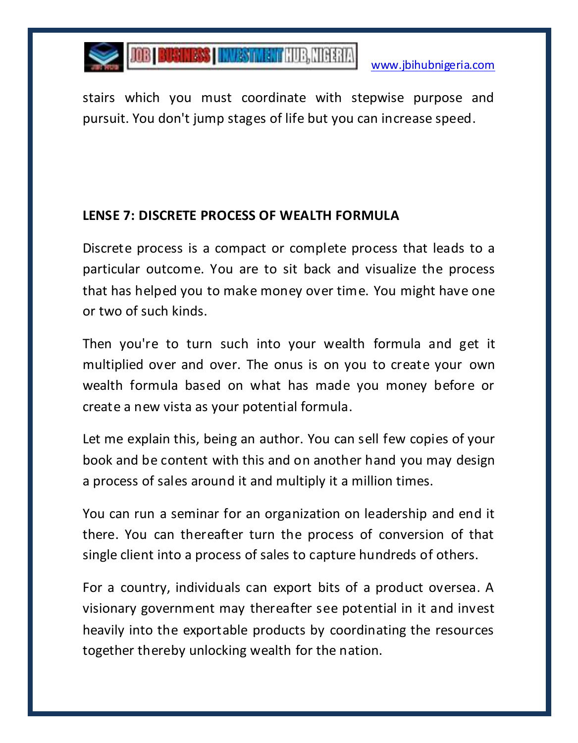stairs which you must coordinate with stepwise purpose and pursuit. You don't jump stages of life but you can increase speed.

**LENSE 7: DISCRETE PROCESS OF WEALTH FORMULA**

Discrete process is a compact or complete process that leads to a particular outcome. You are to sit back and visualize the process that has helped you to make money over time. You might have one or two of such kinds.

Then you're to turn such into your wealth formula and get it multiplied over and over. The onus is on you to create your own wealth formula based on what has made you money before or create a new vista as your potential formula.

Let me explain this, being an author. You can sell few copies of your book and be content with this and on another hand you may design a process of sales around it and multiply it a million times.

You can run a seminar for an organization on leadership and end it there. You can thereafter turn the process of conversion of that single client into a process of sales to capture hundreds of others.

For a country, individuals can export bits of a product oversea. A visionary government may thereafter see potential in it and invest heavily into the exportable products by coordinating the resources together thereby unlocking wealth for the nation.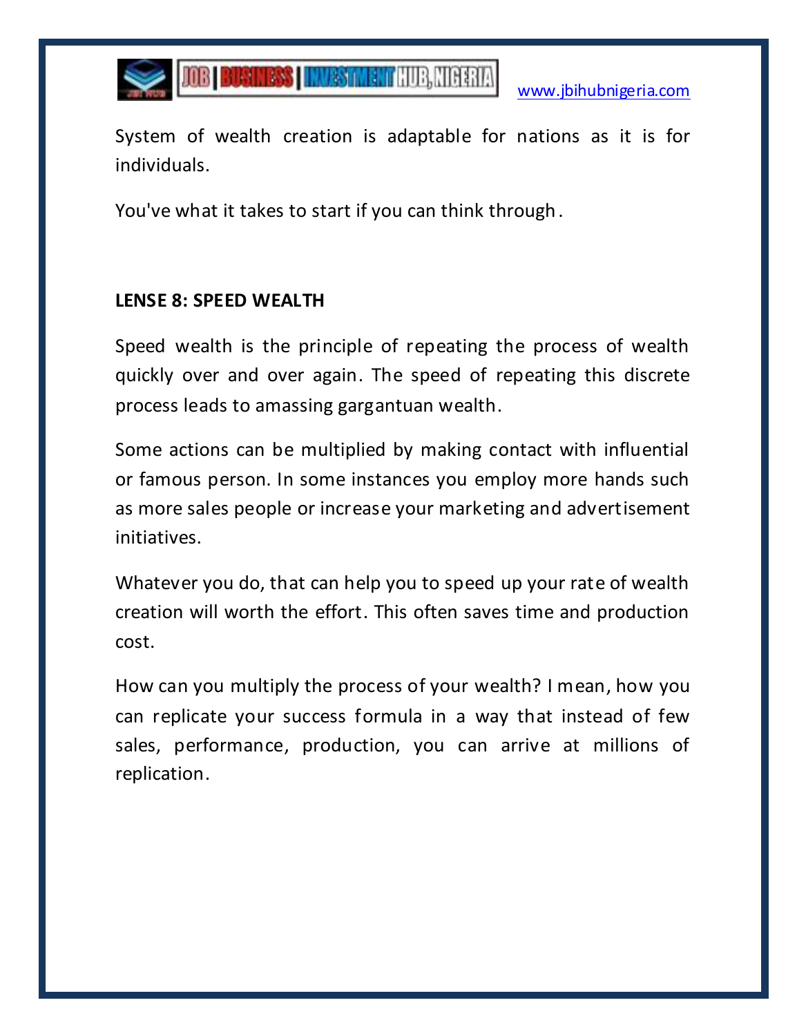System of wealth creation is adaptable for nations as it is for individuals.

You've what it takes to start if you can think through.

**LENSE 8: SPEED WEALTH**

Speed wealth is the principle of repeating the process of wealth quickly over and over again. The speed of repeating this discrete process leads to amassing gargantuan wealth.

Some actions can be multiplied by making contact with influential or famous person. In some instances you employ more hands such as more sales people or increase your marketing and advertisement initiatives.

Whatever you do, that can help you to speed up your rate of wealth creation will worth the effort. This often saves time and production cost.

How can you multiply the process of your wealth? I mean, how you can replicate your success formula in a way that instead of few sales, performance, production, you can arrive at millions of replication.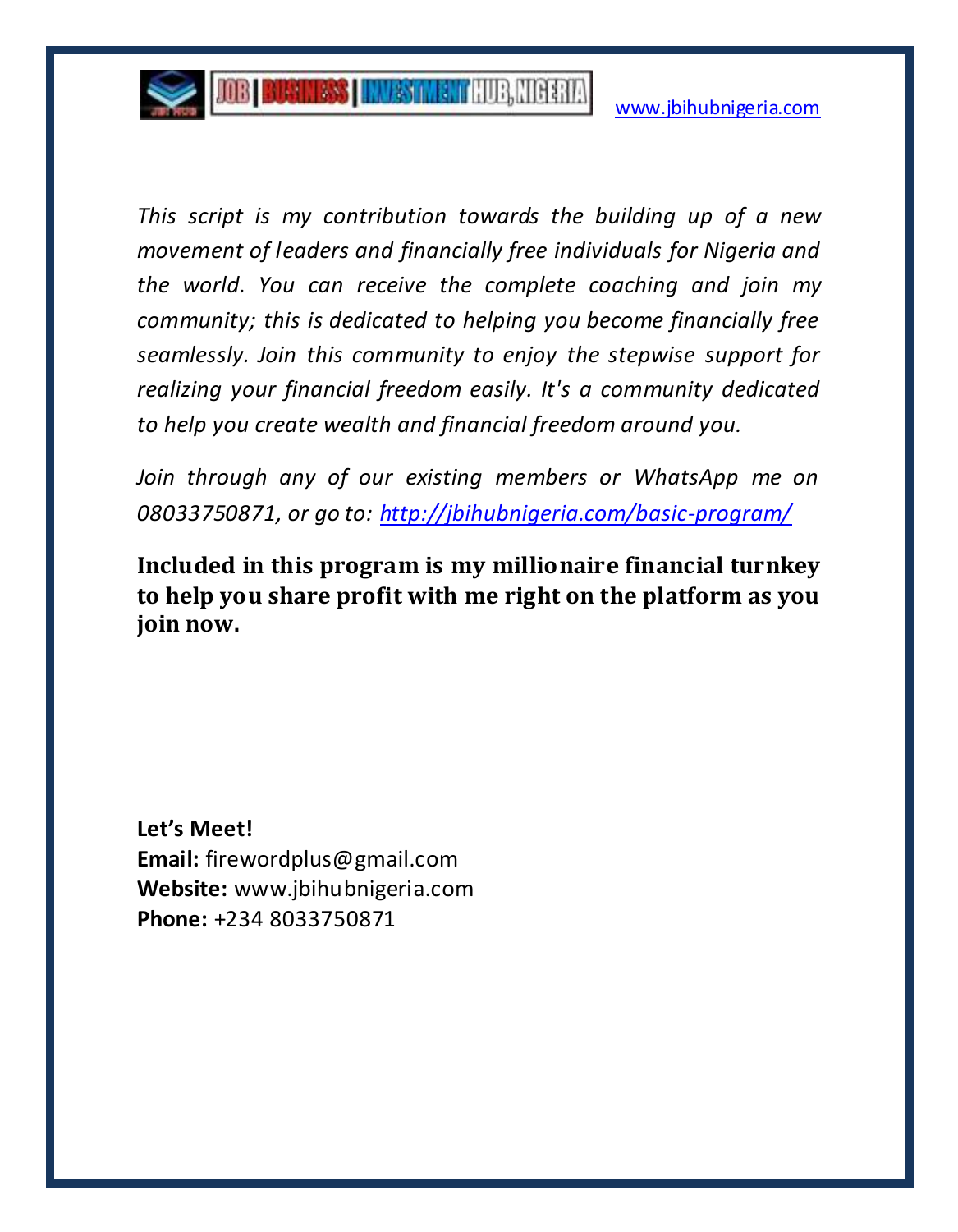*This script is my contribution towards the building up of a new movement of leaders and financially free individuals for Nigeria and the world. You can receive the complete coaching and join my community; this is dedicated to helping you become financially free seamlessly. Join this community to enjoy the stepwise support for realizing your financial freedom easily. It's a community dedicated to help you create wealth and financial freedom around you.*

*Join through any of our existing members or WhatsApp me on 08033750871, or go to: http://jbihubnigeria.com/basic-program/*

**Included in this program is my millionaire financial turnkey to help you share profit with me right on the platform as you join now.**

**Let's Meet!**
**Email:** firewordplus@gmail.com
**Website:** www.jbihubnigeria.com
**Phone:** +234 8033750871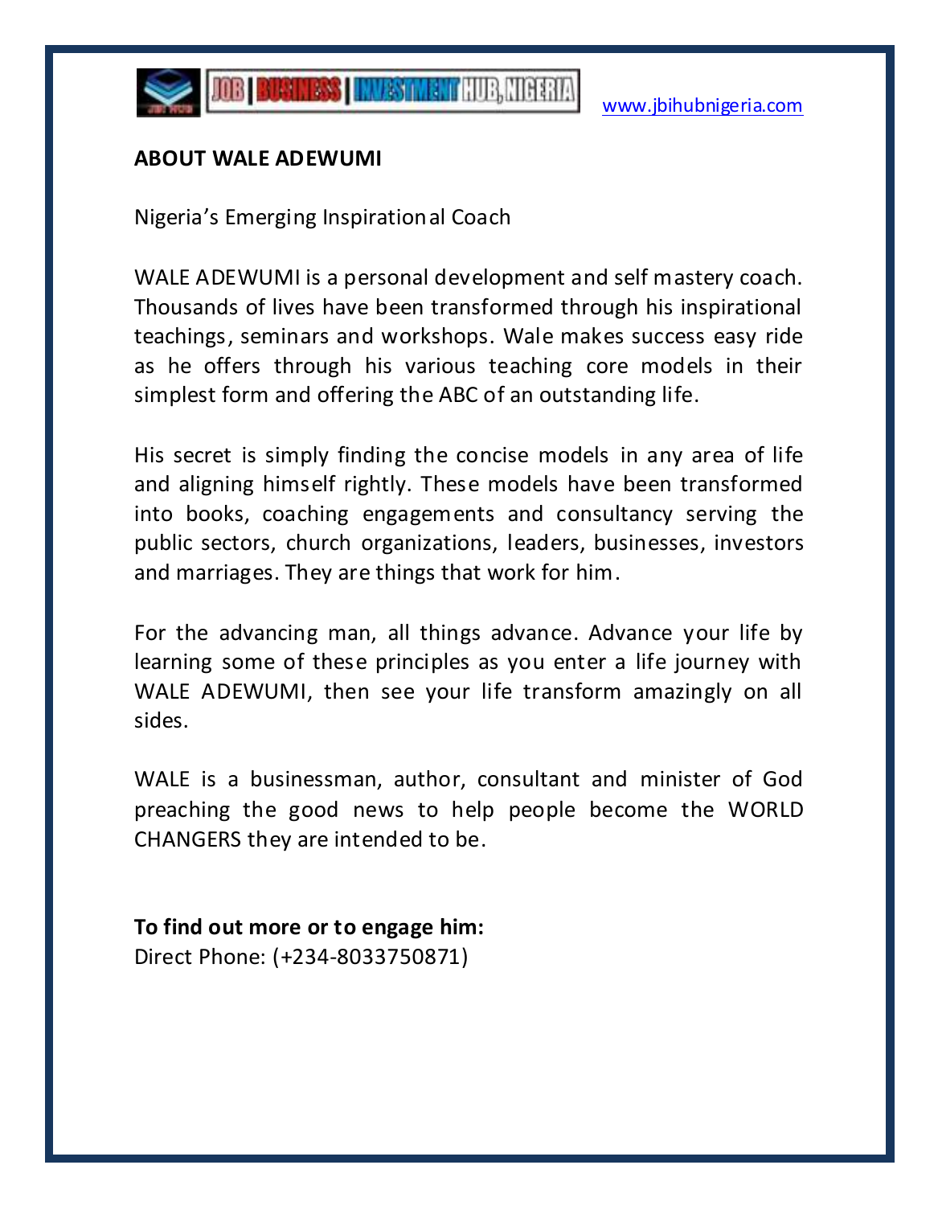## ABOUT WALE ADEWUMI

Nigeria's Emerging Inspirational Coach

WALE ADEWUMI is a personal development and self mastery coach. Thousands of lives have been transformed through his inspirational teachings, seminars and workshops. Wale makes success easy ride as he offers through his various teaching core models in their simplest form and offering the ABC of an outstanding life.

His secret is simply finding the concise models in any area of life and aligning himself rightly. These models have been transformed into books, coaching engagements and consultancy serving the public sectors, church organizations, leaders, businesses, investors and marriages. They are things that work for him.

For the advancing man, all things advance. Advance your life by learning some of these principles as you enter a life journey with WALE ADEWUMI, then see your life transform amazingly on all sides.

WALE is a businessman, author, consultant and minister of God preaching the good news to help people become the WORLD CHANGERS they are intended to be.

**To find out more or to engage him:**
Direct Phone: (+234-8033750871)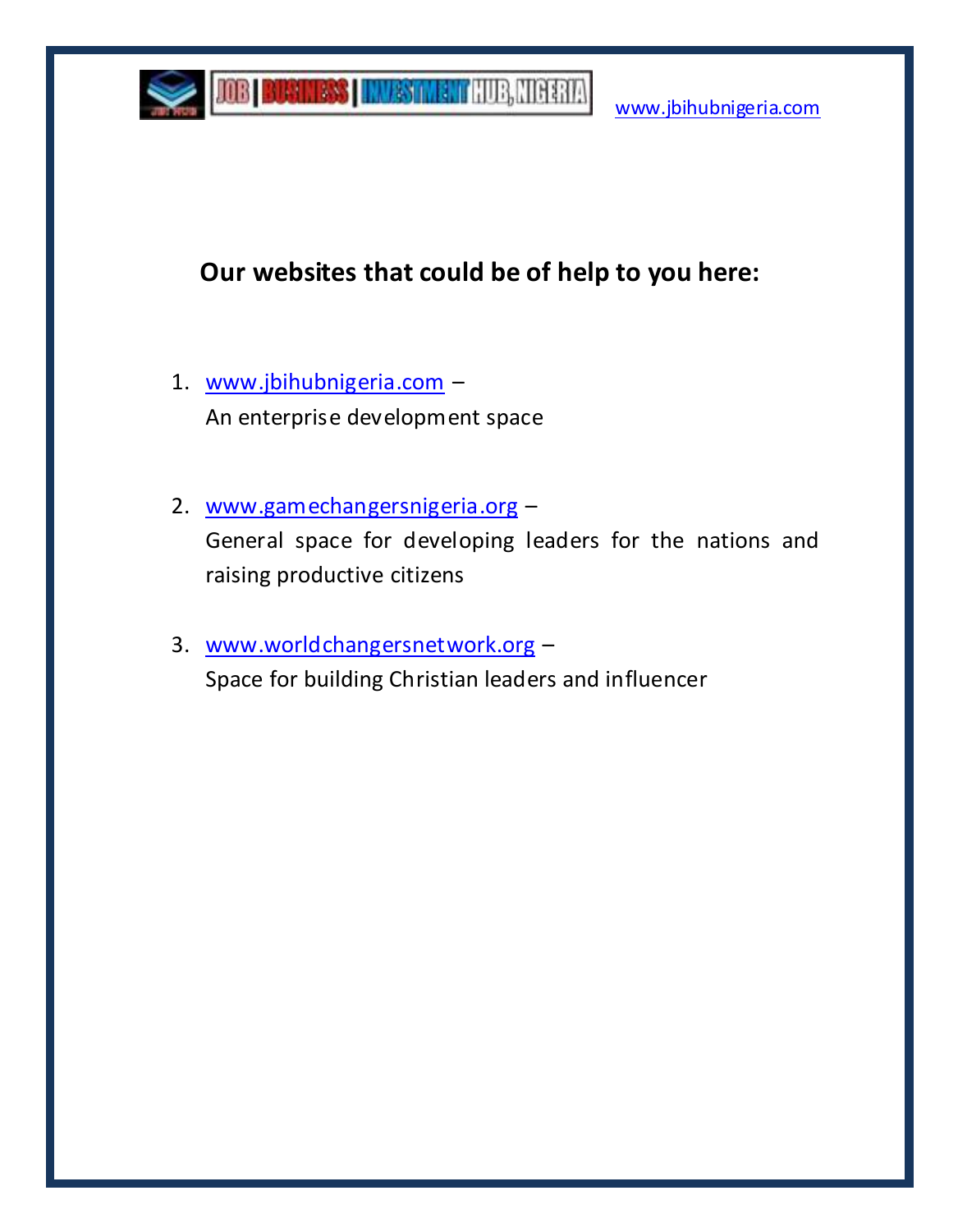## Our websites that could be of help to you here:

1. www.jbihubnigeria.com –
   An enterprise development space

2. www.gamechangersnigeria.org –
   General space for developing leaders for the nations and raising productive citizens

3. www.worldchangersnetwork.org –
   Space for building Christian leaders and influencer